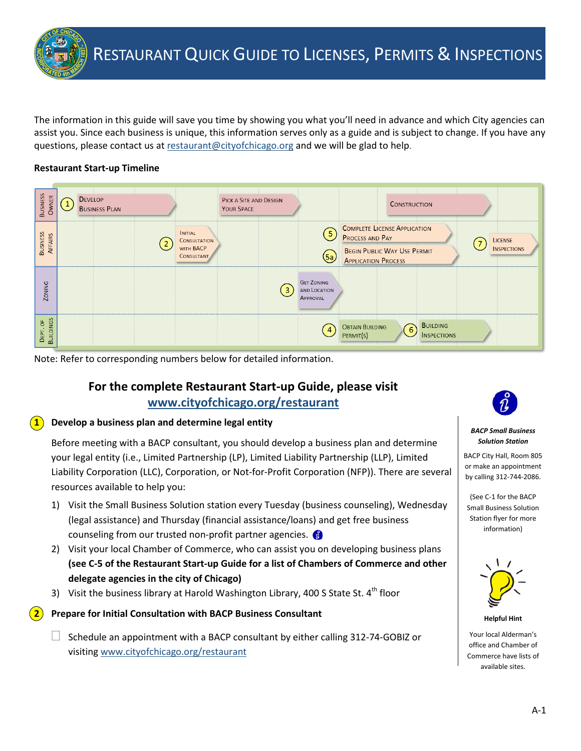# Restaurant Quick Guide to Licenses, Permits & Inspections

The information in this guide will save you time by showing you what you'll need in advance and which City agencies can assist you. Since each business is unique, this information serves only as a guide and is subject to change. If you have any questions, please contact us at restaurant@cityofchicago.org and we will be glad to help.

**Restaurant Start-up Timeline**

| Agency | Steps |
| --- | --- |
| Business Owner | (1) Develop Business Plan → Pick a Site and Design Your Space → Construction |
| Business Affairs | (2) Initial Consultation with BACP Consultant → (5) Complete License Application Process and Pay; (5a) Begin Public Way Use Permit Application Process → (7) License Inspections |
| Zoning | (3) Get Zoning and Location Approval |
| Dept. of Buildings | (4) Obtain Building Permit(s) → (6) Building Inspections |

Note: Refer to corresponding numbers below for detailed information.

## For the complete Restaurant Start-up Guide, please visit www.cityofchicago.org/restaurant

### 1 Develop a business plan and determine legal entity

Before meeting with a BACP consultant, you should develop a business plan and determine your legal entity (i.e., Limited Partnership (LP), Limited Liability Partnership (LLP), Limited Liability Corporation (LLC), Corporation, or Not-for-Profit Corporation (NFP)). There are several resources available to help you:

1) Visit the Small Business Solution station every Tuesday (business counseling), Wednesday (legal assistance) and Thursday (financial assistance/loans) and get free business counseling from our trusted non-profit partner agencies.
2) Visit your local Chamber of Commerce, who can assist you on developing business plans **(see C-5 of the Restaurant Start-up Guide for a list of Chambers of Commerce and other delegate agencies in the city of Chicago)**
3) Visit the business library at Harold Washington Library, 400 S State St. 4th floor

### 2 Prepare for Initial Consultation with BACP Business Consultant

- [ ] Schedule an appointment with a BACP consultant by either calling 312-74-GOBIZ or visiting www.cityofchicago.org/restaurant

***BACP Small Business Solution Station***

BACP City Hall, Room 805 or make an appointment by calling 312-744-2086.

(See C-1 for the BACP Small Business Solution Station flyer for more information)

**Helpful Hint**

Your local Alderman's office and Chamber of Commerce have lists of available sites.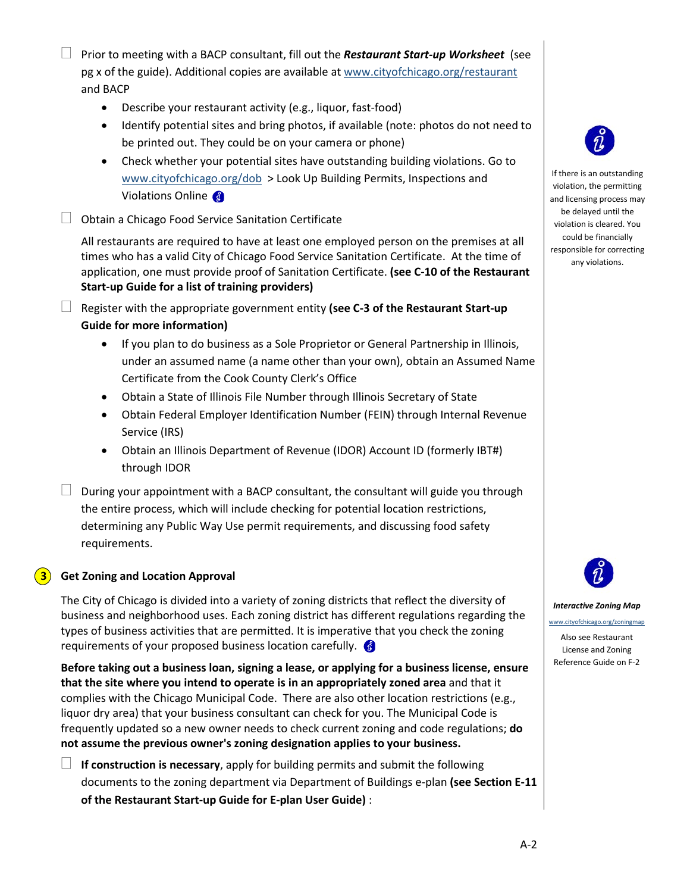- [ ] Prior to meeting with a BACP consultant, fill out the ***Restaurant Start-up Worksheet*** (see pg x of the guide). Additional copies are available at www.cityofchicago.org/restaurant and BACP
    - Describe your restaurant activity (e.g., liquor, fast-food)
    - Identify potential sites and bring photos, if available (note: photos do not need to be printed out. They could be on your camera or phone)
    - Check whether your potential sites have outstanding building violations. Go to www.cityofchicago.org/dob > Look Up Building Permits, Inspections and Violations Online

If there is an outstanding violation, the permitting and licensing process may be delayed until the violation is cleared. You could be financially responsible for correcting any violations.

- [ ] Obtain a Chicago Food Service Sanitation Certificate

    All restaurants are required to have at least one employed person on the premises at all times who has a valid City of Chicago Food Service Sanitation Certificate. At the time of application, one must provide proof of Sanitation Certificate. **(see C-10 of the Restaurant Start-up Guide for a list of training providers)**

- [ ] Register with the appropriate government entity **(see C-3 of the Restaurant Start-up Guide for more information)**
    - If you plan to do business as a Sole Proprietor or General Partnership in Illinois, under an assumed name (a name other than your own), obtain an Assumed Name Certificate from the Cook County Clerk's Office
    - Obtain a State of Illinois File Number through Illinois Secretary of State
    - Obtain Federal Employer Identification Number (FEIN) through Internal Revenue Service (IRS)
    - Obtain an Illinois Department of Revenue (IDOR) Account ID (formerly IBT#) through IDOR

- [ ] During your appointment with a BACP consultant, the consultant will guide you through the entire process, which will include checking for potential location restrictions, determining any Public Way Use permit requirements, and discussing food safety requirements.

## 3 Get Zoning and Location Approval

The City of Chicago is divided into a variety of zoning districts that reflect the diversity of business and neighborhood uses. Each zoning district has different regulations regarding the types of business activities that are permitted. It is imperative that you check the zoning requirements of your proposed business location carefully.

***Interactive Zoning Map***

www.cityofchicago.org/zoningmap

Also see Restaurant License and Zoning Reference Guide on F-2

**Before taking out a business loan, signing a lease, or applying for a business license, ensure that the site where you intend to operate is in an appropriately zoned area** and that it complies with the Chicago Municipal Code. There are also other location restrictions (e.g., liquor dry area) that your business consultant can check for you. The Municipal Code is frequently updated so a new owner needs to check current zoning and code regulations; **do not assume the previous owner's zoning designation applies to your business.**

- [ ] **If construction is necessary**, apply for building permits and submit the following documents to the zoning department via Department of Buildings e-plan **(see Section E-11 of the Restaurant Start-up Guide for E-plan User Guide)** :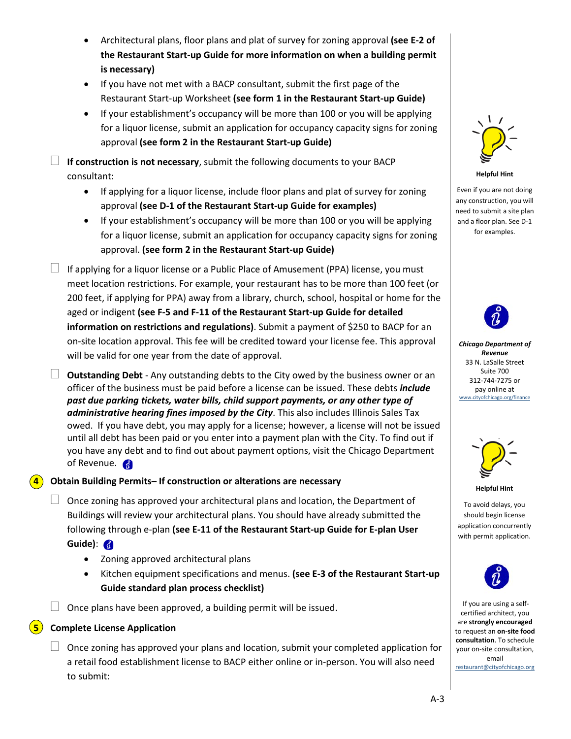- Architectural plans, floor plans and plat of survey for zoning approval **(see E-2 of the Restaurant Start-up Guide for more information on when a building permit is necessary)**
- If you have not met with a BACP consultant, submit the first page of the Restaurant Start-up Worksheet **(see form 1 in the Restaurant Start-up Guide)**
- If your establishment's occupancy will be more than 100 or you will be applying for a liquor license, submit an application for occupancy capacity signs for zoning approval **(see form 2 in the Restaurant Start-up Guide)**

☐ **If construction is not necessary**, submit the following documents to your BACP consultant:

- If applying for a liquor license, include floor plans and plat of survey for zoning approval **(see D-1 of the Restaurant Start-up Guide for examples)**
- If your establishment's occupancy will be more than 100 or you will be applying for a liquor license, submit an application for occupancy capacity signs for zoning approval. **(see form 2 in the Restaurant Start-up Guide)**

☐ If applying for a liquor license or a Public Place of Amusement (PPA) license, you must meet location restrictions. For example, your restaurant has to be more than 100 feet (or 200 feet, if applying for PPA) away from a library, church, school, hospital or home for the aged or indigent **(see F-5 and F-11 of the Restaurant Start-up Guide for detailed information on restrictions and regulations)**. Submit a payment of $250 to BACP for an on-site location approval. This fee will be credited toward your license fee. This approval will be valid for one year from the date of approval.

☐ **Outstanding Debt** - Any outstanding debts to the City owed by the business owner or an officer of the business must be paid before a license can be issued. These debts ***include past due parking tickets, water bills, child support payments, or any other type of administrative hearing fines imposed by the City***. This also includes Illinois Sales Tax owed. If you have debt, you may apply for a license; however, a license will not be issued until all debt has been paid or you enter into a payment plan with the City. To find out if you have any debt and to find out about payment options, visit the Chicago Department of Revenue.

## 4 Obtain Building Permits– If construction or alterations are necessary

☐ Once zoning has approved your architectural plans and location, the Department of Buildings will review your architectural plans. You should have already submitted the following through e-plan **(see E-11 of the Restaurant Start-up Guide for E-plan User Guide)**:

- Zoning approved architectural plans
- Kitchen equipment specifications and menus. **(see E-3 of the Restaurant Start-up Guide standard plan process checklist)**

☐ Once plans have been approved, a building permit will be issued.

## 5 Complete License Application

☐ Once zoning has approved your plans and location, submit your completed application for a retail food establishment license to BACP either online or in-person. You will also need to submit:

**Helpful Hint**

Even if you are not doing any construction, you will need to submit a site plan and a floor plan. See D-1 for examples.

***Chicago Department of Revenue***
33 N. LaSalle Street
Suite 700
312-744-7275 or
pay online at
www.cityofchicago.org/finance

**Helpful Hint**

To avoid delays, you should begin license application concurrently with permit application.

If you are using a self-certified architect, you are **strongly encouraged** to request an **on-site food consultation**. To schedule your on-site consultation, email restaurant@cityofchicago.org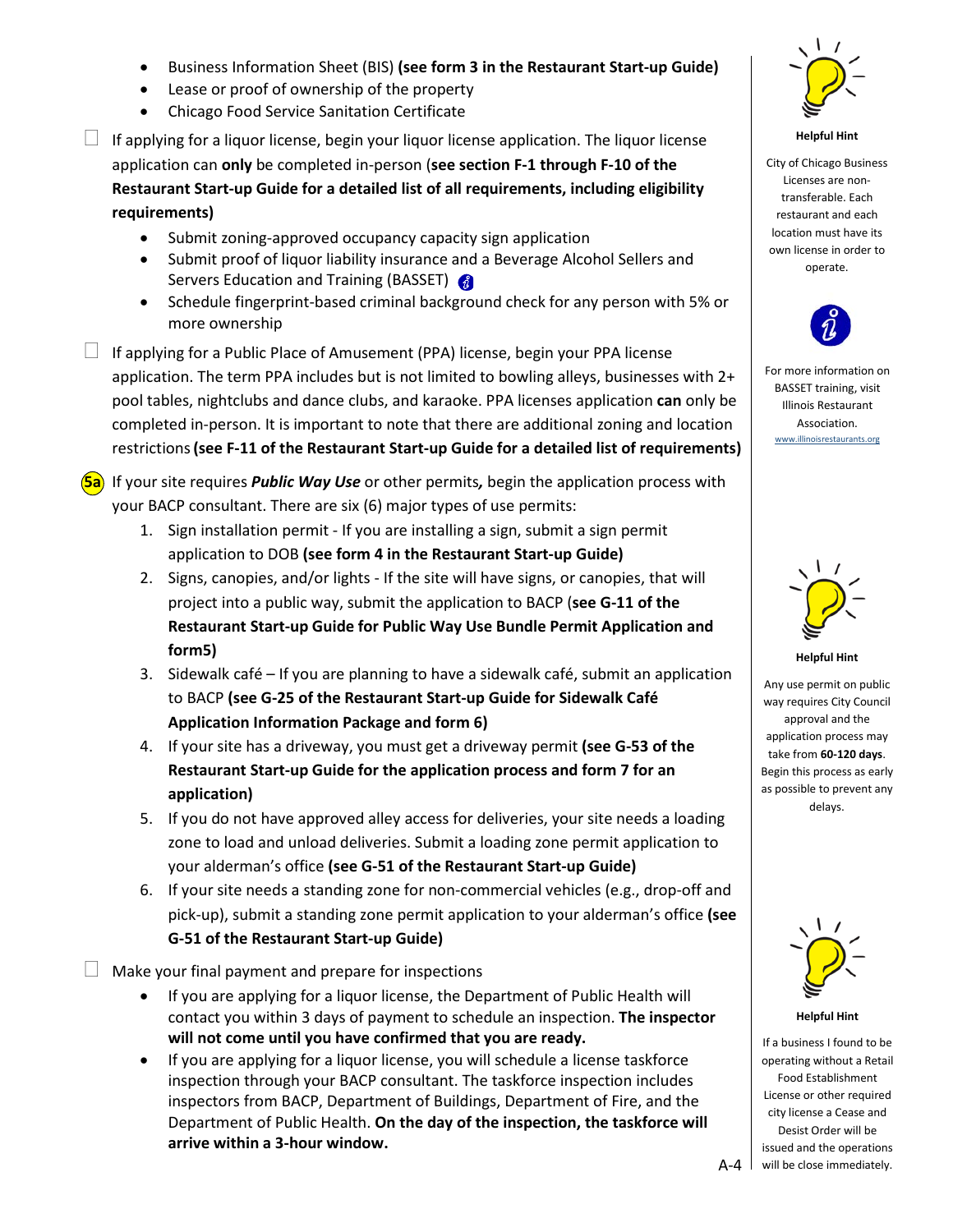- Business Information Sheet (BIS) **(see form 3 in the Restaurant Start-up Guide)**
- Lease or proof of ownership of the property
- Chicago Food Service Sanitation Certificate

☐ If applying for a liquor license, begin your liquor license application. The liquor license application can **only** be completed in-person (**see section F-1 through F-10 of the Restaurant Start-up Guide for a detailed list of all requirements, including eligibility requirements)**

- Submit zoning-approved occupancy capacity sign application
- Submit proof of liquor liability insurance and a Beverage Alcohol Sellers and Servers Education and Training (BASSET)
- Schedule fingerprint-based criminal background check for any person with 5% or more ownership

☐ If applying for a Public Place of Amusement (PPA) license, begin your PPA license application. The term PPA includes but is not limited to bowling alleys, businesses with 2+ pool tables, nightclubs and dance clubs, and karaoke. PPA licenses application **can** only be completed in-person. It is important to note that there are additional zoning and location restrictions **(see F-11 of the Restaurant Start-up Guide for a detailed list of requirements)**

**5a** If your site requires ***Public Way Use*** or other permits***,*** begin the application process with your BACP consultant. There are six (6) major types of use permits:

1. Sign installation permit - If you are installing a sign, submit a sign permit application to DOB **(see form 4 in the Restaurant Start-up Guide)**
2. Signs, canopies, and/or lights - If the site will have signs, or canopies, that will project into a public way, submit the application to BACP (**see G-11 of the Restaurant Start-up Guide for Public Way Use Bundle Permit Application and form5)**
3. Sidewalk café – If you are planning to have a sidewalk café, submit an application to BACP **(see G-25 of the Restaurant Start-up Guide for Sidewalk Café Application Information Package and form 6)**
4. If your site has a driveway, you must get a driveway permit **(see G-53 of the Restaurant Start-up Guide for the application process and form 7 for an application)**
5. If you do not have approved alley access for deliveries, your site needs a loading zone to load and unload deliveries. Submit a loading zone permit application to your alderman's office **(see G-51 of the Restaurant Start-up Guide)**
6. If your site needs a standing zone for non-commercial vehicles (e.g., drop-off and pick-up), submit a standing zone permit application to your alderman's office **(see G-51 of the Restaurant Start-up Guide)**

☐ Make your final payment and prepare for inspections

- If you are applying for a liquor license, the Department of Public Health will contact you within 3 days of payment to schedule an inspection. **The inspector will not come until you have confirmed that you are ready.**
- If you are applying for a liquor license, you will schedule a license taskforce inspection through your BACP consultant. The taskforce inspection includes inspectors from BACP, Department of Buildings, Department of Fire, and the Department of Public Health. **On the day of the inspection, the taskforce will arrive within a 3-hour window.**

**Helpful Hint**

City of Chicago Business Licenses are non-transferable. Each restaurant and each location must have its own license in order to operate.

For more information on BASSET training, visit Illinois Restaurant Association. www.illinoisrestaurants.org

**Helpful Hint**

Any use permit on public way requires City Council approval and the application process may take from **60-120 days**. Begin this process as early as possible to prevent any delays.

**Helpful Hint**

If a business I found to be operating without a Retail Food Establishment License or other required city license a Cease and Desist Order will be issued and the operations will be close immediately.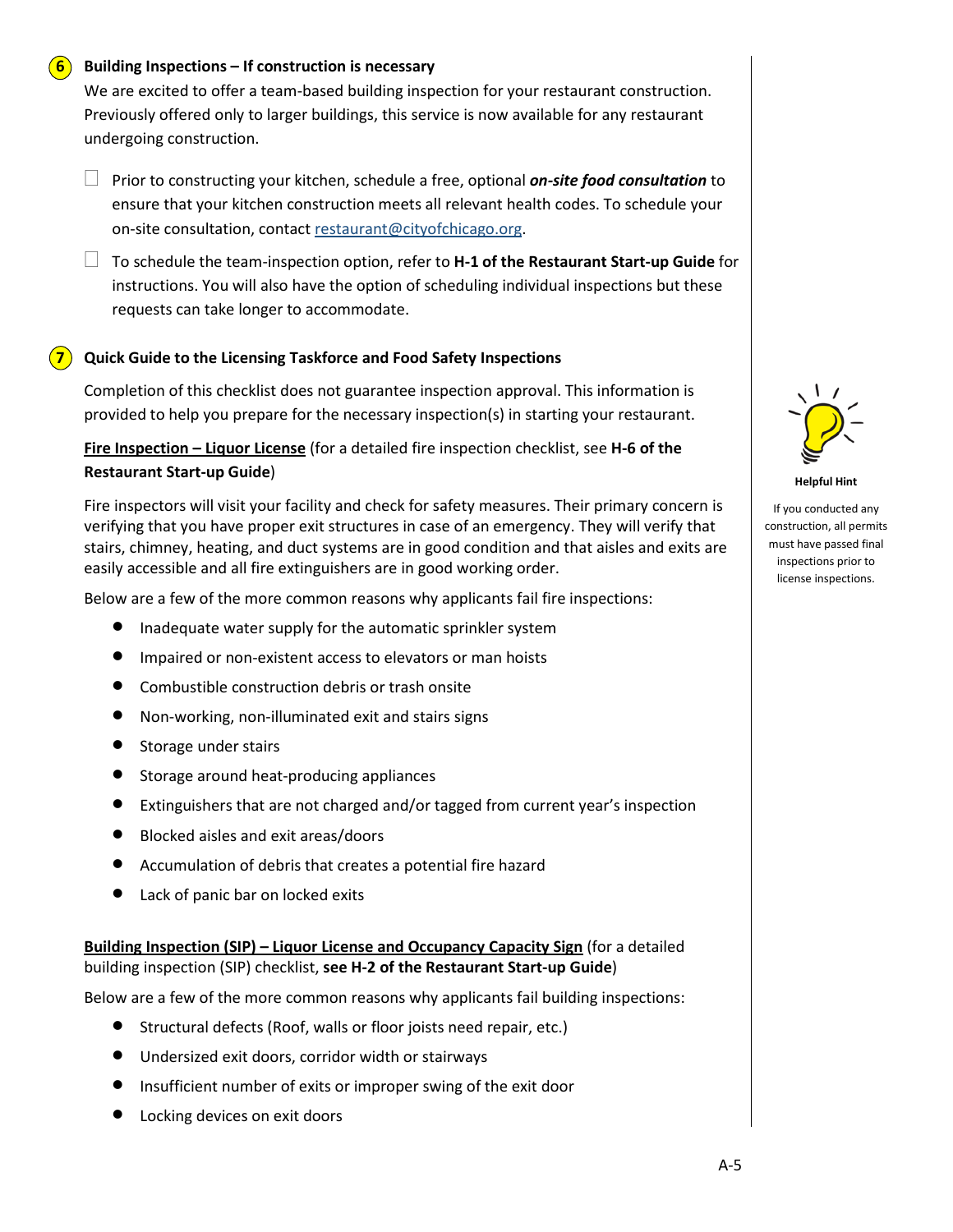## 6 Building Inspections – If construction is necessary

We are excited to offer a team-based building inspection for your restaurant construction. Previously offered only to larger buildings, this service is now available for any restaurant undergoing construction.

- ☐ Prior to constructing your kitchen, schedule a free, optional ***on-site food consultation*** to ensure that your kitchen construction meets all relevant health codes. To schedule your on-site consultation, contact restaurant@cityofchicago.org.
- ☐ To schedule the team-inspection option, refer to **H-1 of the Restaurant Start-up Guide** for instructions. You will also have the option of scheduling individual inspections but these requests can take longer to accommodate.

## 7 Quick Guide to the Licensing Taskforce and Food Safety Inspections

Completion of this checklist does not guarantee inspection approval. This information is provided to help you prepare for the necessary inspection(s) in starting your restaurant.

**Helpful Hint**

If you conducted any construction, all permits must have passed final inspections prior to license inspections.

**Fire Inspection – Liquor License** (for a detailed fire inspection checklist, see **H-6 of the Restaurant Start-up Guide**)

Fire inspectors will visit your facility and check for safety measures. Their primary concern is verifying that you have proper exit structures in case of an emergency. They will verify that stairs, chimney, heating, and duct systems are in good condition and that aisles and exits are easily accessible and all fire extinguishers are in good working order.

Below are a few of the more common reasons why applicants fail fire inspections:

- Inadequate water supply for the automatic sprinkler system
- Impaired or non-existent access to elevators or man hoists
- Combustible construction debris or trash onsite
- Non-working, non-illuminated exit and stairs signs
- Storage under stairs
- Storage around heat-producing appliances
- Extinguishers that are not charged and/or tagged from current year's inspection
- Blocked aisles and exit areas/doors
- Accumulation of debris that creates a potential fire hazard
- Lack of panic bar on locked exits

**Building Inspection (SIP) – Liquor License and Occupancy Capacity Sign** (for a detailed building inspection (SIP) checklist, **see H-2 of the Restaurant Start-up Guide**)

Below are a few of the more common reasons why applicants fail building inspections:

- Structural defects (Roof, walls or floor joists need repair, etc.)
- Undersized exit doors, corridor width or stairways
- Insufficient number of exits or improper swing of the exit door
- Locking devices on exit doors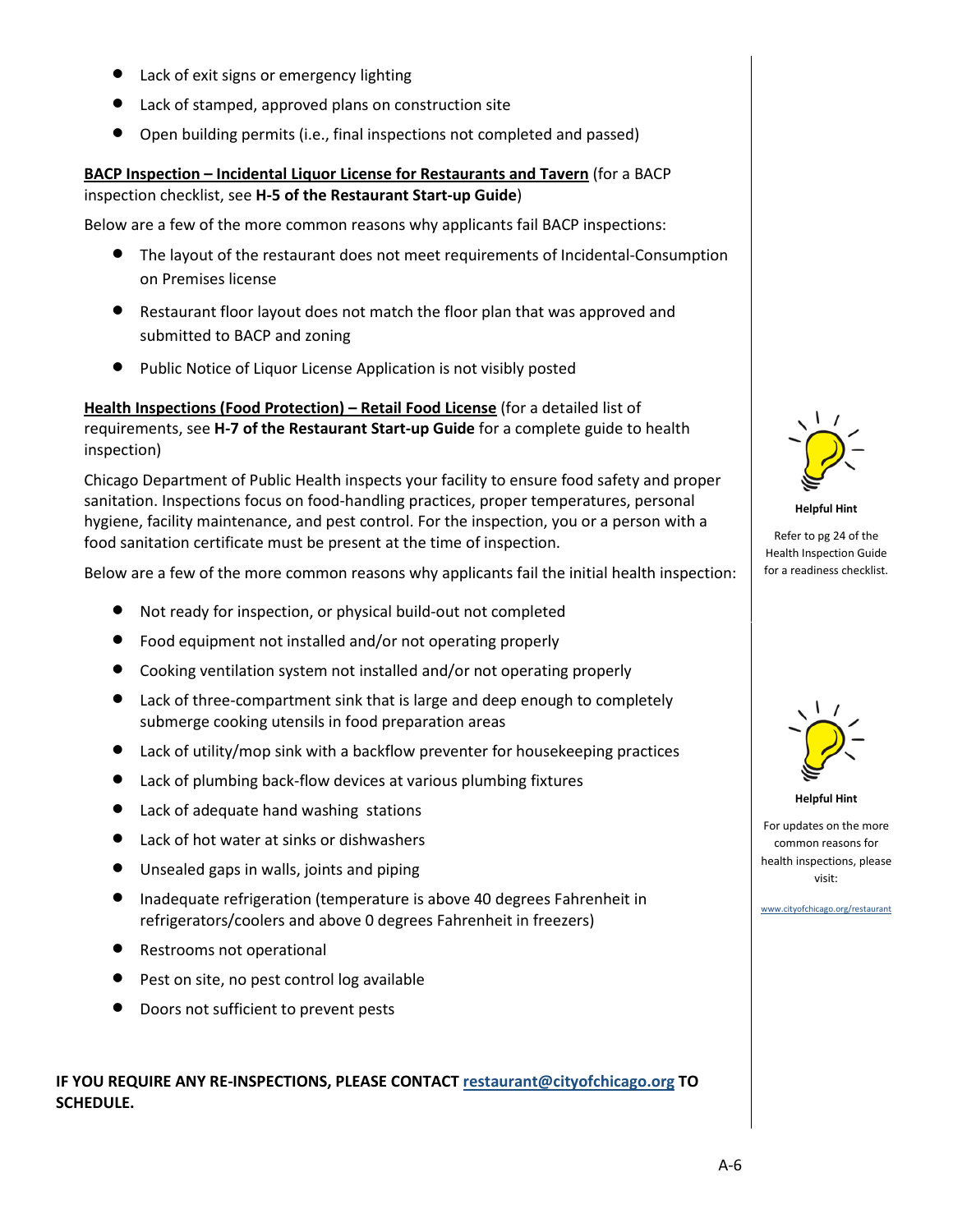- Lack of exit signs or emergency lighting
- Lack of stamped, approved plans on construction site
- Open building permits (i.e., final inspections not completed and passed)

**BACP Inspection – Incidental Liquor License for Restaurants and Tavern** (for a BACP inspection checklist, see **H-5 of the Restaurant Start-up Guide**)

Below are a few of the more common reasons why applicants fail BACP inspections:

- The layout of the restaurant does not meet requirements of Incidental-Consumption on Premises license
- Restaurant floor layout does not match the floor plan that was approved and submitted to BACP and zoning
- Public Notice of Liquor License Application is not visibly posted

**Health Inspections (Food Protection) – Retail Food License** (for a detailed list of requirements, see **H-7 of the Restaurant Start-up Guide** for a complete guide to health inspection)

Chicago Department of Public Health inspects your facility to ensure food safety and proper sanitation. Inspections focus on food-handling practices, proper temperatures, personal hygiene, facility maintenance, and pest control. For the inspection, you or a person with a food sanitation certificate must be present at the time of inspection.

Below are a few of the more common reasons why applicants fail the initial health inspection:

- Not ready for inspection, or physical build-out not completed
- Food equipment not installed and/or not operating properly
- Cooking ventilation system not installed and/or not operating properly
- Lack of three-compartment sink that is large and deep enough to completely submerge cooking utensils in food preparation areas
- Lack of utility/mop sink with a backflow preventer for housekeeping practices
- Lack of plumbing back-flow devices at various plumbing fixtures
- Lack of adequate hand washing stations
- Lack of hot water at sinks or dishwashers
- Unsealed gaps in walls, joints and piping
- Inadequate refrigeration (temperature is above 40 degrees Fahrenheit in refrigerators/coolers and above 0 degrees Fahrenheit in freezers)
- Restrooms not operational
- Pest on site, no pest control log available
- Doors not sufficient to prevent pests

**IF YOU REQUIRE ANY RE-INSPECTIONS, PLEASE CONTACT restaurant@cityofchicago.org TO SCHEDULE.**

**Helpful Hint**

Refer to pg 24 of the Health Inspection Guide for a readiness checklist.

**Helpful Hint**

For updates on the more common reasons for health inspections, please visit:

www.cityofchicago.org/restaurant